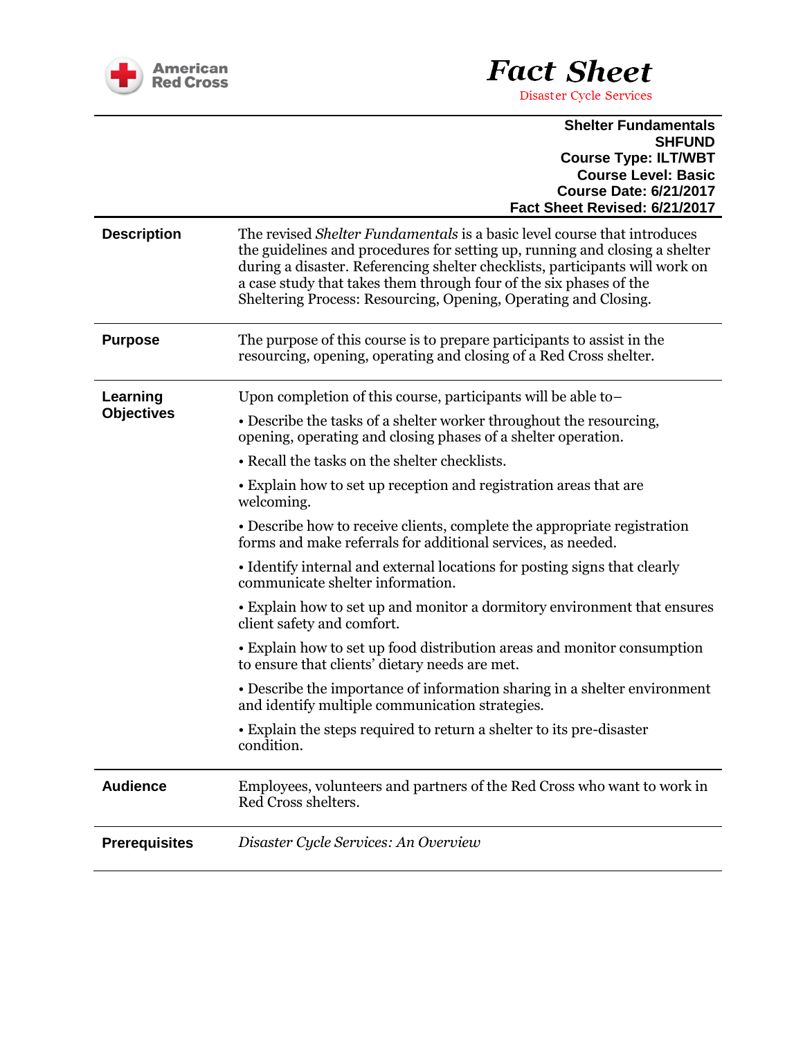American Red Cross

# Fact Sheet

Disaster Cycle Services

**Shelter Fundamentals**
**SHFUND**
**Course Type: ILT/WBT**
**Course Level: Basic**
**Course Date: 6/21/2017**
**Fact Sheet Revised: 6/21/2017**

| | |
|---|---|
| **Description** | The revised *Shelter Fundamentals* is a basic level course that introduces the guidelines and procedures for setting up, running and closing a shelter during a disaster. Referencing shelter checklists, participants will work on a case study that takes them through four of the six phases of the Sheltering Process: Resourcing, Opening, Operating and Closing. |
| **Purpose** | The purpose of this course is to prepare participants to assist in the resourcing, opening, operating and closing of a Red Cross shelter. |
| **Learning Objectives** | Upon completion of this course, participants will be able to–<br>• Describe the tasks of a shelter worker throughout the resourcing, opening, operating and closing phases of a shelter operation.<br>• Recall the tasks on the shelter checklists.<br>• Explain how to set up reception and registration areas that are welcoming.<br>• Describe how to receive clients, complete the appropriate registration forms and make referrals for additional services, as needed.<br>• Identify internal and external locations for posting signs that clearly communicate shelter information.<br>• Explain how to set up and monitor a dormitory environment that ensures client safety and comfort.<br>• Explain how to set up food distribution areas and monitor consumption to ensure that clients' dietary needs are met.<br>• Describe the importance of information sharing in a shelter environment and identify multiple communication strategies.<br>• Explain the steps required to return a shelter to its pre-disaster condition. |
| **Audience** | Employees, volunteers and partners of the Red Cross who want to work in Red Cross shelters. |
| **Prerequisites** | *Disaster Cycle Services: An Overview* |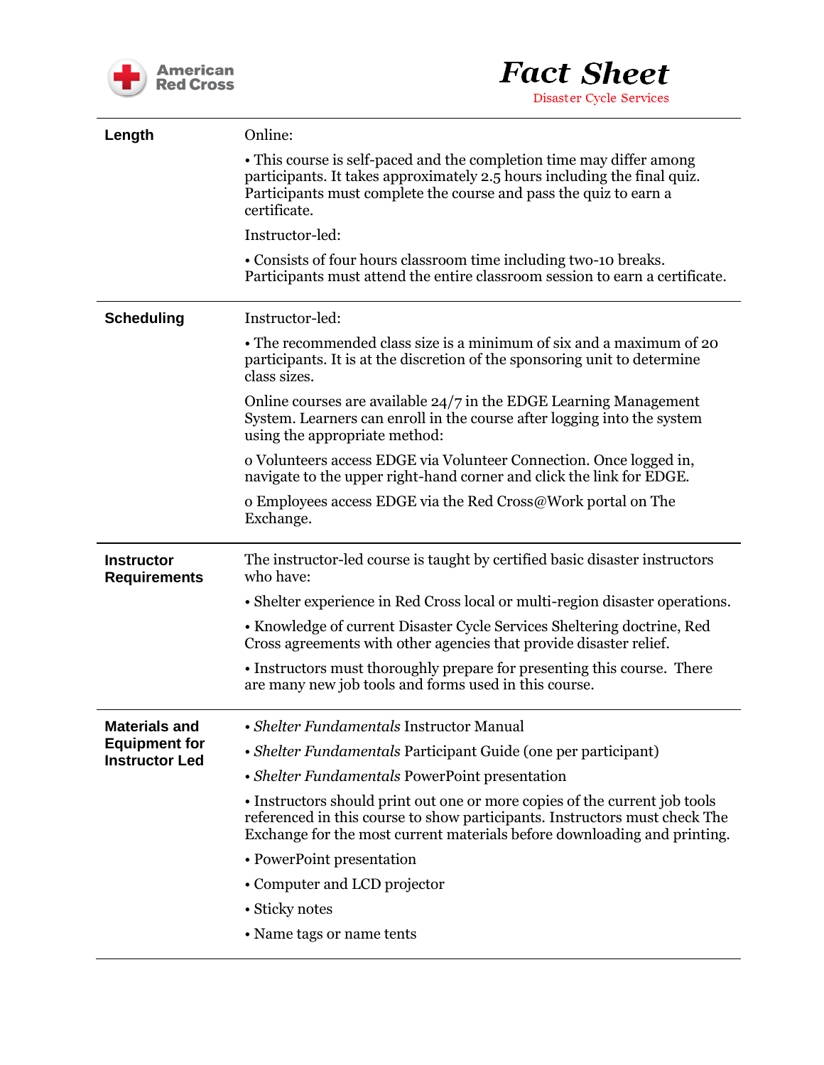| | |
|---|---|
| **Length** | Online:<br><br>• This course is self-paced and the completion time may differ among participants. It takes approximately 2.5 hours including the final quiz. Participants must complete the course and pass the quiz to earn a certificate.<br><br>Instructor-led:<br><br>• Consists of four hours classroom time including two-10 breaks. Participants must attend the entire classroom session to earn a certificate. |
| **Scheduling** | Instructor-led:<br><br>• The recommended class size is a minimum of six and a maximum of 20 participants. It is at the discretion of the sponsoring unit to determine class sizes.<br><br>Online courses are available 24/7 in the EDGE Learning Management System. Learners can enroll in the course after logging into the system using the appropriate method:<br><br>o Volunteers access EDGE via Volunteer Connection. Once logged in, navigate to the upper right-hand corner and click the link for EDGE.<br><br>o Employees access EDGE via the Red Cross@Work portal on The Exchange. |
| **Instructor Requirements** | The instructor-led course is taught by certified basic disaster instructors who have:<br><br>• Shelter experience in Red Cross local or multi-region disaster operations.<br><br>• Knowledge of current Disaster Cycle Services Sheltering doctrine, Red Cross agreements with other agencies that provide disaster relief.<br><br>• Instructors must thoroughly prepare for presenting this course. There are many new job tools and forms used in this course. |
| **Materials and Equipment for Instructor Led** | • *Shelter Fundamentals* Instructor Manual<br><br>• *Shelter Fundamentals* Participant Guide (one per participant)<br><br>• *Shelter Fundamentals* PowerPoint presentation<br><br>• Instructors should print out one or more copies of the current job tools referenced in this course to show participants. Instructors must check The Exchange for the most current materials before downloading and printing.<br><br>• PowerPoint presentation<br><br>• Computer and LCD projector<br><br>• Sticky notes<br><br>• Name tags or name tents |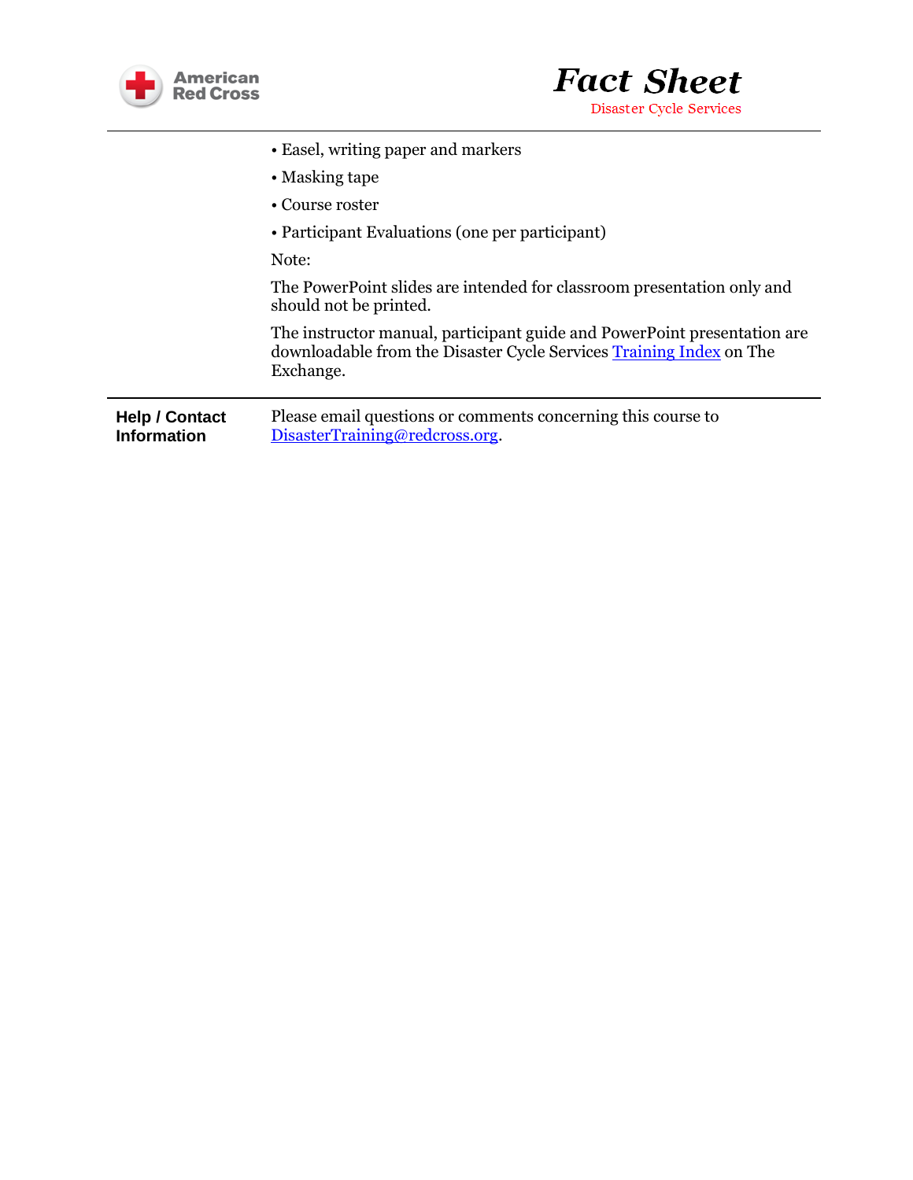- Easel, writing paper and markers
- Masking tape
- Course roster
- Participant Evaluations (one per participant)

Note:

The PowerPoint slides are intended for classroom presentation only and should not be printed.

The instructor manual, participant guide and PowerPoint presentation are downloadable from the Disaster Cycle Services Training Index on The Exchange.

**Help / Contact Information**

Please email questions or comments concerning this course to DisasterTraining@redcross.org.